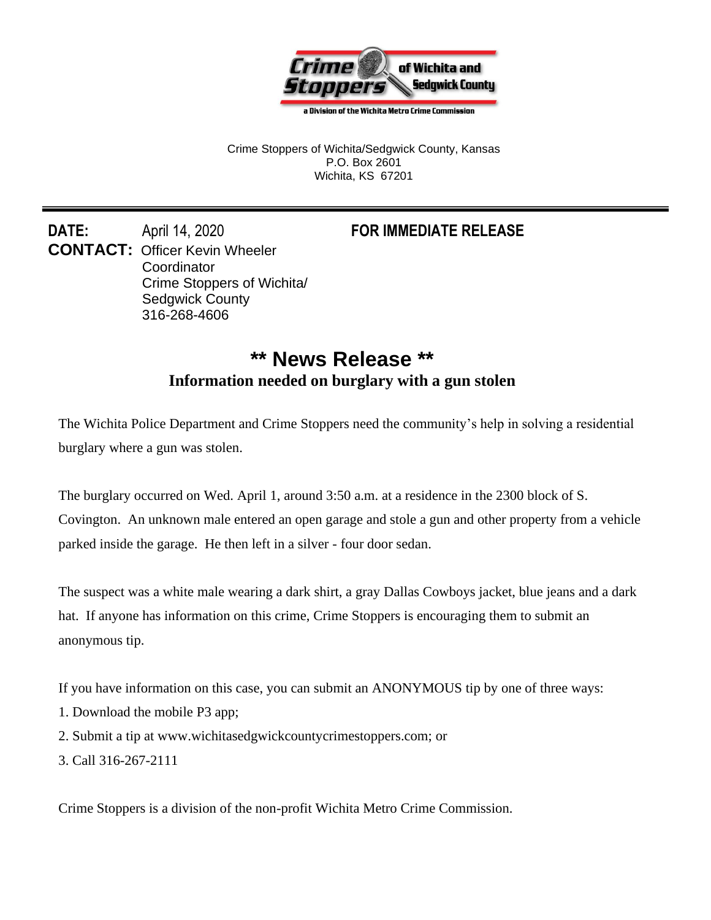Crime Stoppers of Wichita and Sedgwick County

a Division of the Wichita Metro Crime Commission

Crime Stoppers of Wichita/Sedgwick County, Kansas
P.O. Box 2601
Wichita, KS 67201

---

**DATE:** April 14, 2020 **FOR IMMEDIATE RELEASE**

**CONTACT:** Officer Kevin Wheeler
Coordinator
Crime Stoppers of Wichita/
Sedgwick County
316-268-4606

# ** News Release **

## Information needed on burglary with a gun stolen

The Wichita Police Department and Crime Stoppers need the community's help in solving a residential burglary where a gun was stolen.

The burglary occurred on Wed. April 1, around 3:50 a.m. at a residence in the 2300 block of S. Covington. An unknown male entered an open garage and stole a gun and other property from a vehicle parked inside the garage. He then left in a silver - four door sedan.

The suspect was a white male wearing a dark shirt, a gray Dallas Cowboys jacket, blue jeans and a dark hat. If anyone has information on this crime, Crime Stoppers is encouraging them to submit an anonymous tip.

If you have information on this case, you can submit an ANONYMOUS tip by one of three ways:

1. Download the mobile P3 app;
2. Submit a tip at www.wichitasedgwickcountycrimestoppers.com; or
3. Call 316-267-2111

Crime Stoppers is a division of the non-profit Wichita Metro Crime Commission.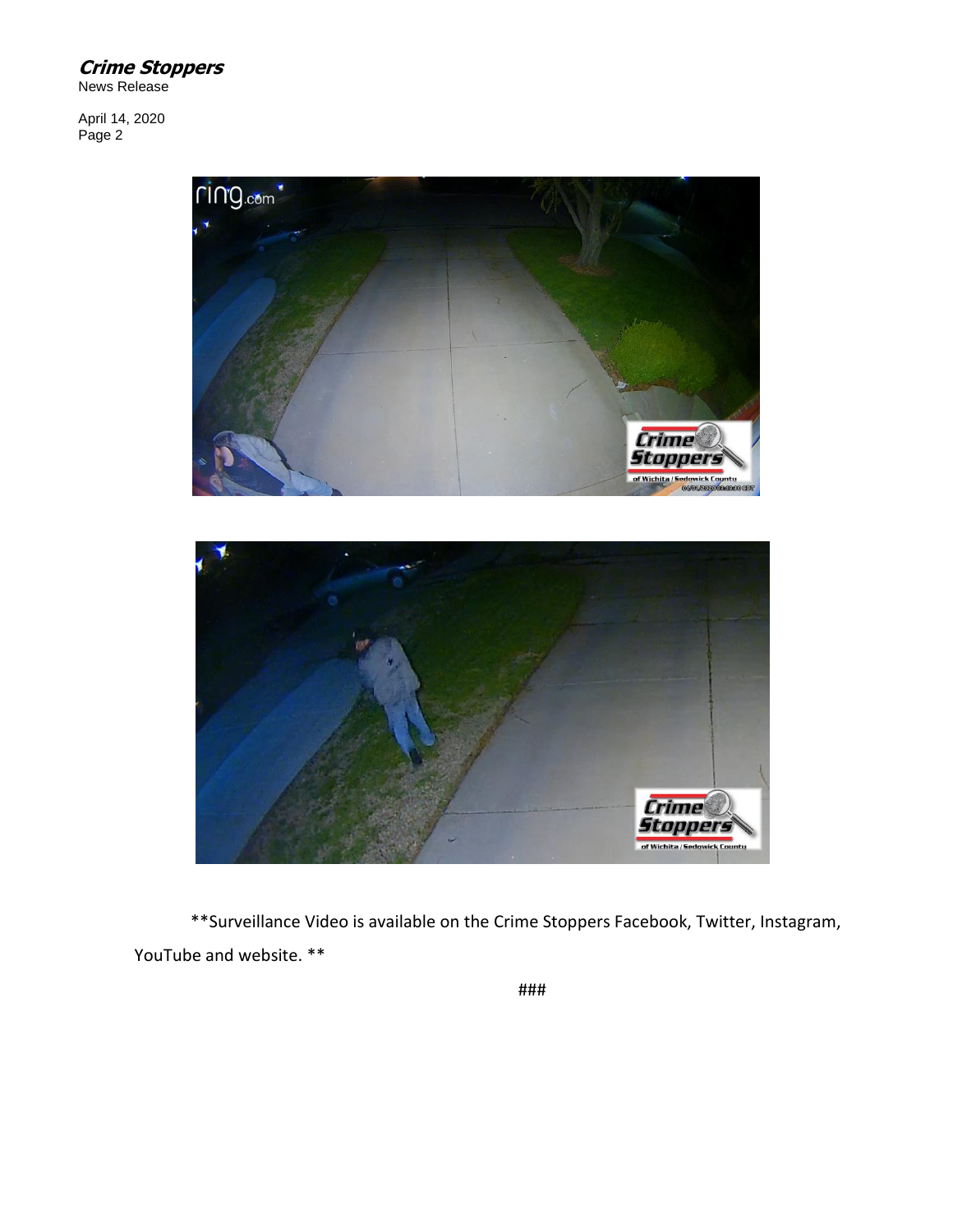**Crime Stoppers**
News Release

April 14, 2020

\*\*Surveillance Video is available on the Crime Stoppers Facebook, Twitter, Instagram, YouTube and website. \*\*

###